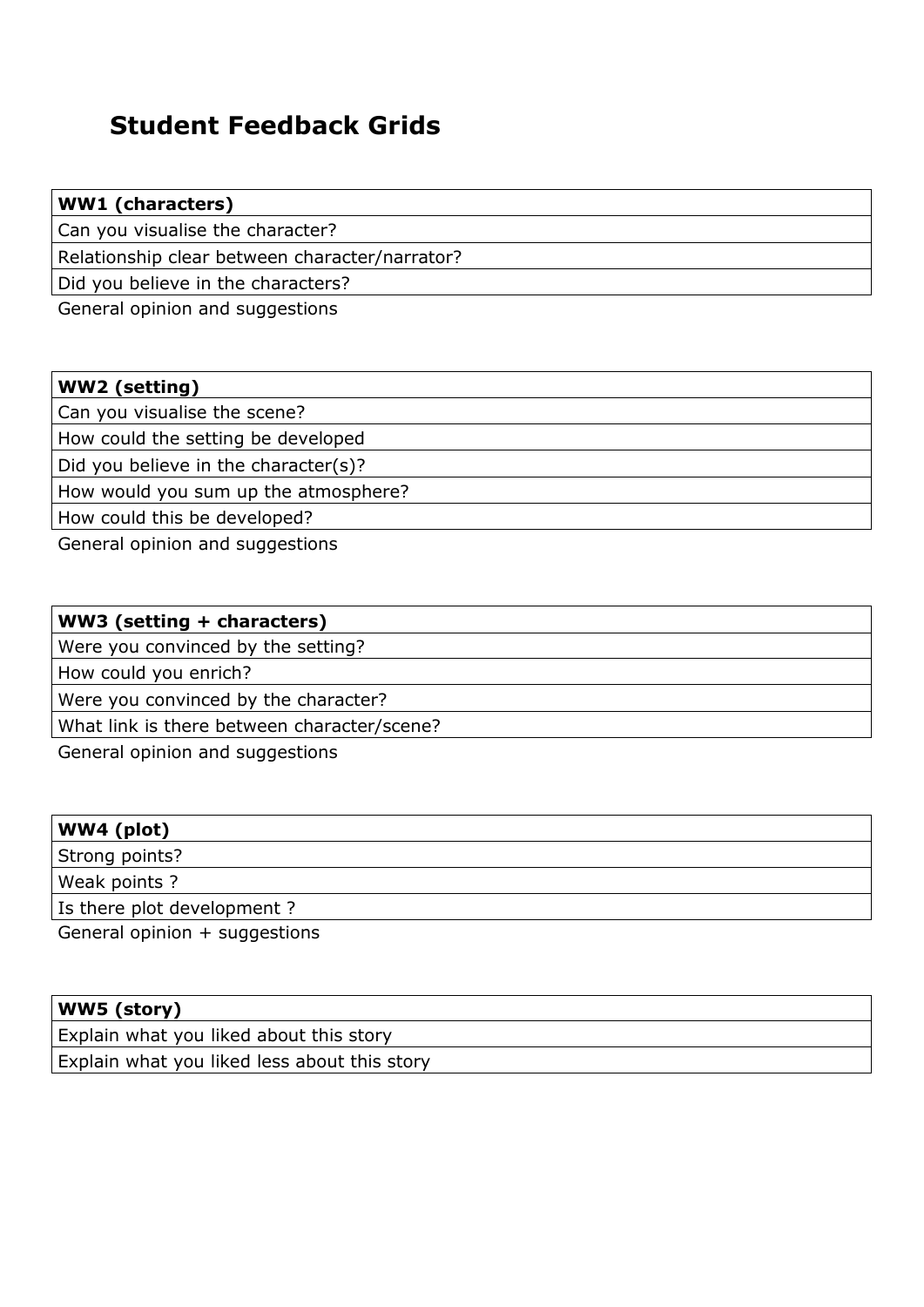# Student Feedback Grids

| **WW1 (characters)** |
|---|
| Can you visualise the character? |
| Relationship clear between character/narrator? |
| Did you believe in the characters? |

General opinion and suggestions

| **WW2 (setting)** |
|---|
| Can you visualise the scene? |
| How could the setting be developed |
| Did you believe in the character(s)? |
| How would you sum up the atmosphere? |
| How could this be developed? |

General opinion and suggestions

| **WW3 (setting + characters)** |
|---|
| Were you convinced by the setting? |
| How could you enrich? |
| Were you convinced by the character? |
| What link is there between character/scene? |

General opinion and suggestions

| **WW4 (plot)** |
|---|
| Strong points? |
| Weak points ? |
| Is there plot development ? |

General opinion + suggestions

| **WW5 (story)** |
|---|
| Explain what you liked about this story |
| Explain what you liked less about this story |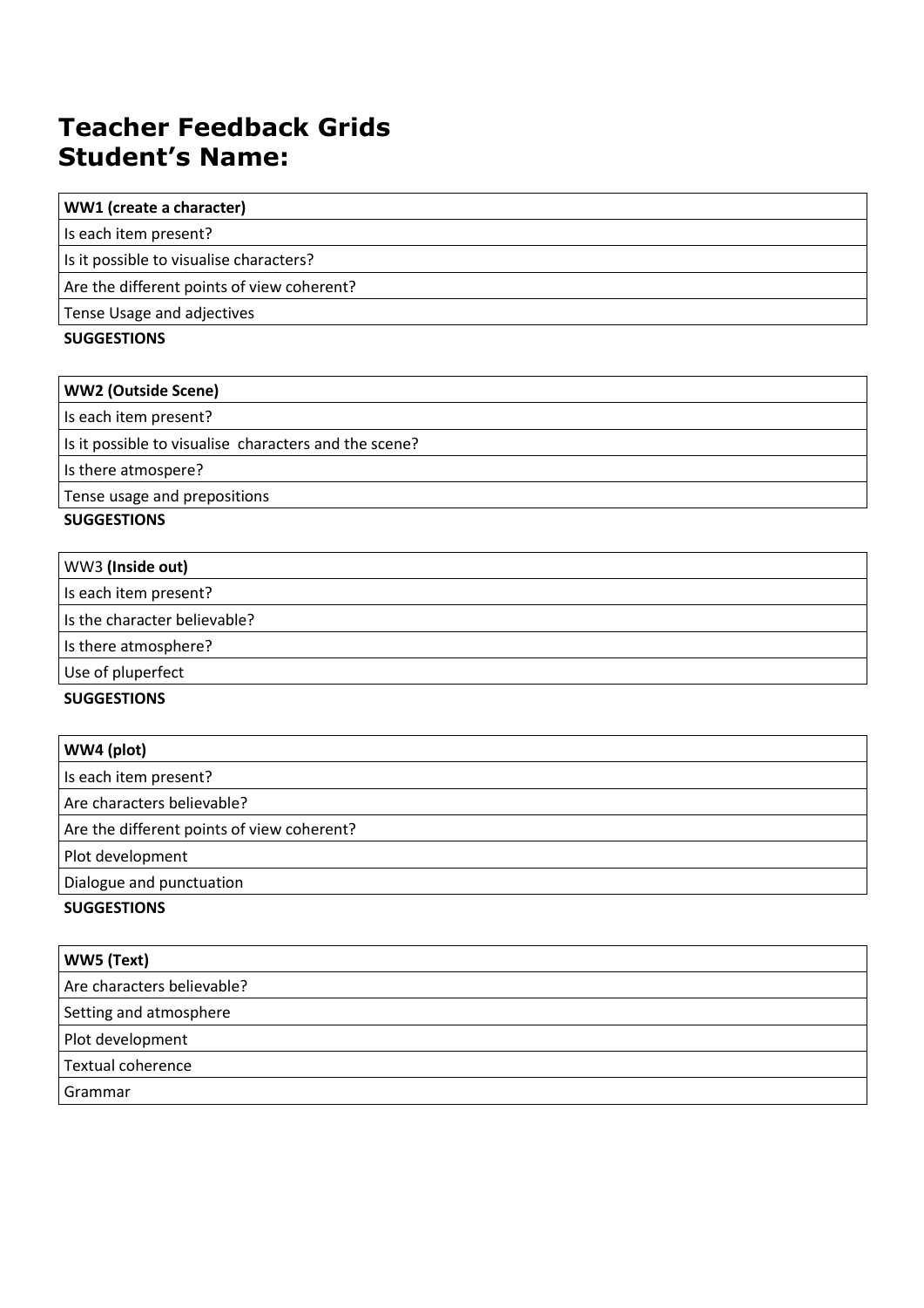# Teacher Feedback Grids
# Student's Name:

| **WW1 (create a character)** |
|---|
| Is each item present? |
| Is it possible to visualise characters? |
| Are the different points of view coherent? |
| Tense Usage and adjectives |

**SUGGESTIONS**

| **WW2 (Outside Scene)** |
|---|
| Is each item present? |
| Is it possible to visualise characters and the scene? |
| Is there atmospere? |
| Tense usage and prepositions |

**SUGGESTIONS**

| WW3 **(Inside out)** |
|---|
| Is each item present? |
| Is the character believable? |
| Is there atmosphere? |
| Use of pluperfect |

**SUGGESTIONS**

| **WW4 (plot)** |
|---|
| Is each item present? |
| Are characters believable? |
| Are the different points of view coherent? |
| Plot development |
| Dialogue and punctuation |

**SUGGESTIONS**

| **WW5 (Text)** |
|---|
| Are characters believable? |
| Setting and atmosphere |
| Plot development |
| Textual coherence |
| Grammar |